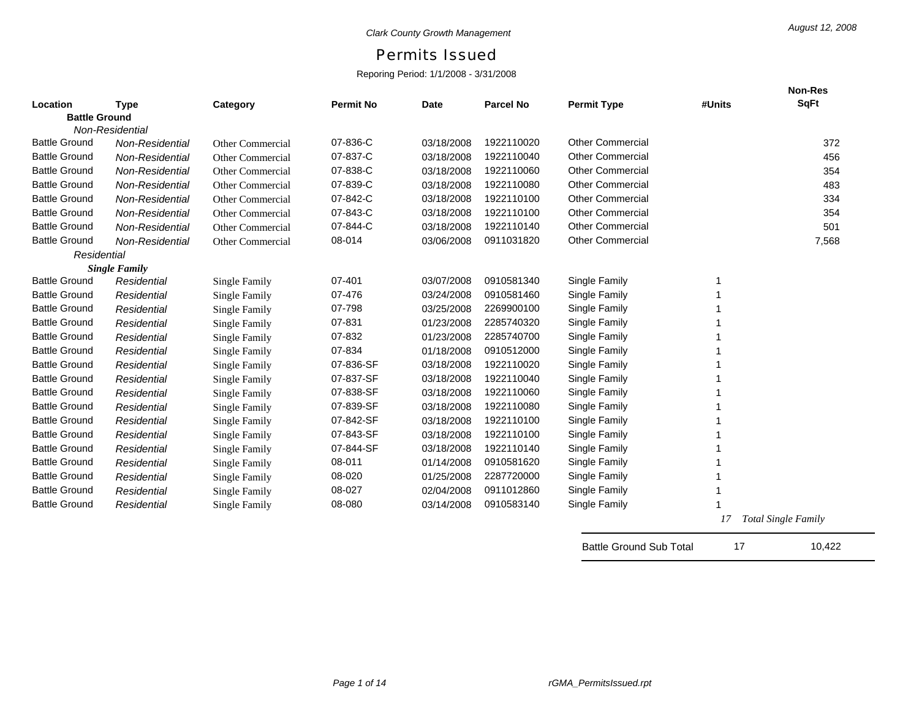Clark County Growth Management

August 12, 2008

# Permits Issued

Reporing Period: 1/1/2008 - 3/31/2008

| Location | Type | Category | Permit No | Date | Parcel No | Permit Type | #Units | Non-Res SqFt |
|---|---|---|---|---|---|---|---|---|
| **Battle Ground** | | | | | | | | |
| *Non-Residential* | | | | | | | | |
| Battle Ground | *Non-Residential* | Other Commercial | 07-836-C | 03/18/2008 | 1922110020 | Other Commercial | | 372 |
| Battle Ground | *Non-Residential* | Other Commercial | 07-837-C | 03/18/2008 | 1922110040 | Other Commercial | | 456 |
| Battle Ground | *Non-Residential* | Other Commercial | 07-838-C | 03/18/2008 | 1922110060 | Other Commercial | | 354 |
| Battle Ground | *Non-Residential* | Other Commercial | 07-839-C | 03/18/2008 | 1922110080 | Other Commercial | | 483 |
| Battle Ground | *Non-Residential* | Other Commercial | 07-842-C | 03/18/2008 | 1922110100 | Other Commercial | | 334 |
| Battle Ground | *Non-Residential* | Other Commercial | 07-843-C | 03/18/2008 | 1922110100 | Other Commercial | | 354 |
| Battle Ground | *Non-Residential* | Other Commercial | 07-844-C | 03/18/2008 | 1922110140 | Other Commercial | | 501 |
| Battle Ground | *Non-Residential* | Other Commercial | 08-014 | 03/06/2008 | 0911031820 | Other Commercial | | 7,568 |
| *Residential* | | | | | | | | |
| ***Single Family*** | | | | | | | | |
| Battle Ground | *Residential* | Single Family | 07-401 | 03/07/2008 | 0910581340 | Single Family | 1 | |
| Battle Ground | *Residential* | Single Family | 07-476 | 03/24/2008 | 0910581460 | Single Family | 1 | |
| Battle Ground | *Residential* | Single Family | 07-798 | 03/25/2008 | 2269900100 | Single Family | 1 | |
| Battle Ground | *Residential* | Single Family | 07-831 | 01/23/2008 | 2285740320 | Single Family | 1 | |
| Battle Ground | *Residential* | Single Family | 07-832 | 01/23/2008 | 2285740700 | Single Family | 1 | |
| Battle Ground | *Residential* | Single Family | 07-834 | 01/18/2008 | 0910512000 | Single Family | 1 | |
| Battle Ground | *Residential* | Single Family | 07-836-SF | 03/18/2008 | 1922110020 | Single Family | 1 | |
| Battle Ground | *Residential* | Single Family | 07-837-SF | 03/18/2008 | 1922110040 | Single Family | 1 | |
| Battle Ground | *Residential* | Single Family | 07-838-SF | 03/18/2008 | 1922110060 | Single Family | 1 | |
| Battle Ground | *Residential* | Single Family | 07-839-SF | 03/18/2008 | 1922110080 | Single Family | 1 | |
| Battle Ground | *Residential* | Single Family | 07-842-SF | 03/18/2008 | 1922110100 | Single Family | 1 | |
| Battle Ground | *Residential* | Single Family | 07-843-SF | 03/18/2008 | 1922110100 | Single Family | 1 | |
| Battle Ground | *Residential* | Single Family | 07-844-SF | 03/18/2008 | 1922110140 | Single Family | 1 | |
| Battle Ground | *Residential* | Single Family | 08-011 | 01/14/2008 | 0910581620 | Single Family | 1 | |
| Battle Ground | *Residential* | Single Family | 08-020 | 01/25/2008 | 2287720000 | Single Family | 1 | |
| Battle Ground | *Residential* | Single Family | 08-027 | 02/04/2008 | 0911012860 | Single Family | 1 | |
| Battle Ground | *Residential* | Single Family | 08-080 | 03/14/2008 | 0910583140 | Single Family | 1 | |
| | | | | | | | *17* | *Total Single Family* |
| | | | | | | Battle Ground Sub Total | 17 | 10,422 |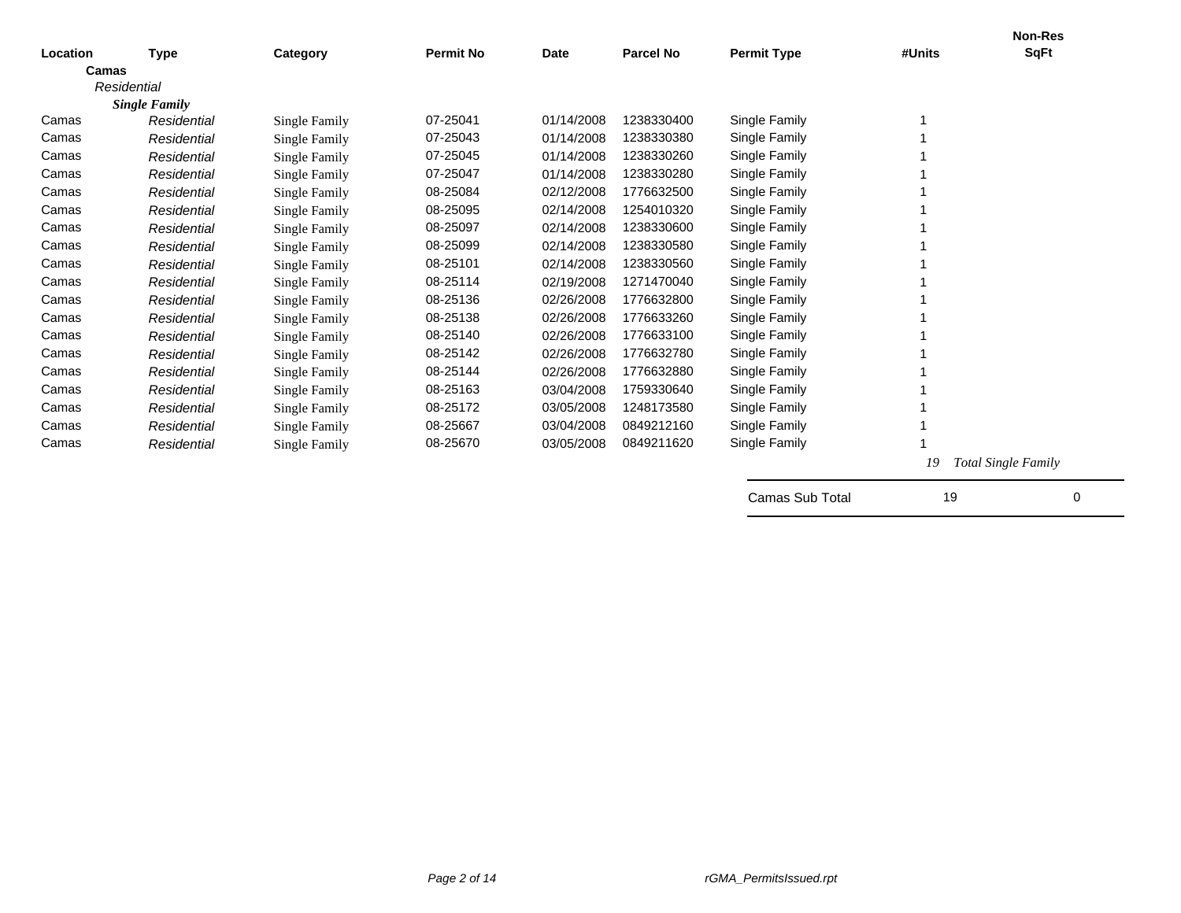| Location | Type | Category | Permit No | Date | Parcel No | Permit Type | #Units | Non-Res SqFt |
|---|---|---|---|---|---|---|---|---|
| **Camas** | | | | | | | | |
| *Residential* | | | | | | | | |
| ***Single Family*** | | | | | | | | |
| Camas | *Residential* | Single Family | 07-25041 | 01/14/2008 | 1238330400 | Single Family | 1 | |
| Camas | *Residential* | Single Family | 07-25043 | 01/14/2008 | 1238330380 | Single Family | 1 | |
| Camas | *Residential* | Single Family | 07-25045 | 01/14/2008 | 1238330260 | Single Family | 1 | |
| Camas | *Residential* | Single Family | 07-25047 | 01/14/2008 | 1238330280 | Single Family | 1 | |
| Camas | *Residential* | Single Family | 08-25084 | 02/12/2008 | 1776632500 | Single Family | 1 | |
| Camas | *Residential* | Single Family | 08-25095 | 02/14/2008 | 1254010320 | Single Family | 1 | |
| Camas | *Residential* | Single Family | 08-25097 | 02/14/2008 | 1238330600 | Single Family | 1 | |
| Camas | *Residential* | Single Family | 08-25099 | 02/14/2008 | 1238330580 | Single Family | 1 | |
| Camas | *Residential* | Single Family | 08-25101 | 02/14/2008 | 1238330560 | Single Family | 1 | |
| Camas | *Residential* | Single Family | 08-25114 | 02/19/2008 | 1271470040 | Single Family | 1 | |
| Camas | *Residential* | Single Family | 08-25136 | 02/26/2008 | 1776632800 | Single Family | 1 | |
| Camas | *Residential* | Single Family | 08-25138 | 02/26/2008 | 1776633260 | Single Family | 1 | |
| Camas | *Residential* | Single Family | 08-25140 | 02/26/2008 | 1776633100 | Single Family | 1 | |
| Camas | *Residential* | Single Family | 08-25142 | 02/26/2008 | 1776632780 | Single Family | 1 | |
| Camas | *Residential* | Single Family | 08-25144 | 02/26/2008 | 1776632880 | Single Family | 1 | |
| Camas | *Residential* | Single Family | 08-25163 | 03/04/2008 | 1759330640 | Single Family | 1 | |
| Camas | *Residential* | Single Family | 08-25172 | 03/05/2008 | 1248173580 | Single Family | 1 | |
| Camas | *Residential* | Single Family | 08-25667 | 03/04/2008 | 0849212160 | Single Family | 1 | |
| Camas | *Residential* | Single Family | 08-25670 | 03/05/2008 | 0849211620 | Single Family | 1 | |
| | | | | | | | *19* | *Total Single Family* |
| | | | | | | Camas Sub Total | 19 | 0 |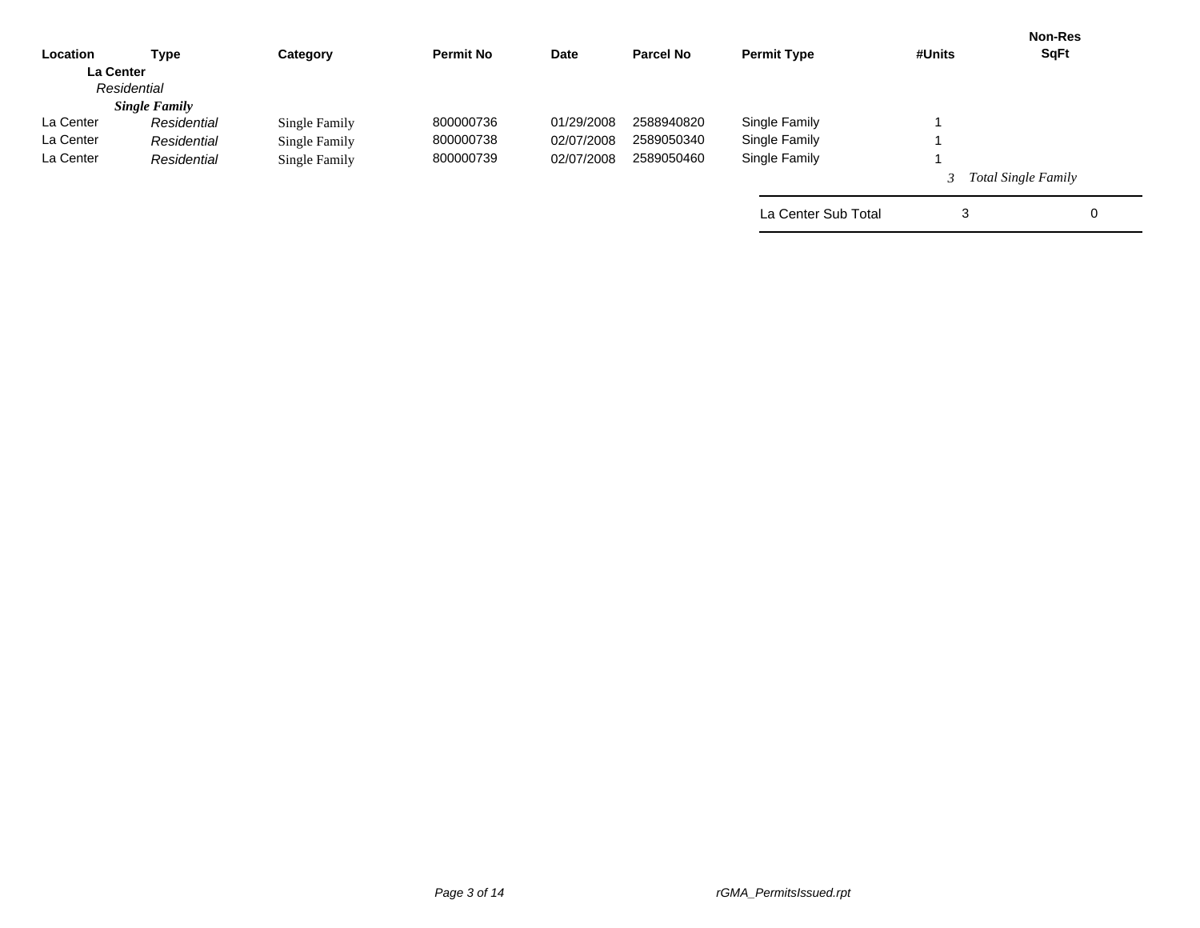| Location | Type | Category | Permit No | Date | Parcel No | Permit Type | #Units | Non-Res SqFt |
|---|---|---|---|---|---|---|---|---|
| **La Center** | | | | | | | | |
| *Residential* | | | | | | | | |
| ***Single Family*** | | | | | | | | |
| La Center | *Residential* | Single Family | 800000736 | 01/29/2008 | 2588940820 | Single Family | 1 | |
| La Center | *Residential* | Single Family | 800000738 | 02/07/2008 | 2589050340 | Single Family | 1 | |
| La Center | *Residential* | Single Family | 800000739 | 02/07/2008 | 2589050460 | Single Family | 1 | |
| | | | | | | | *3* | *Total Single Family* |
| | | | | | | La Center Sub Total | 3 | 0 |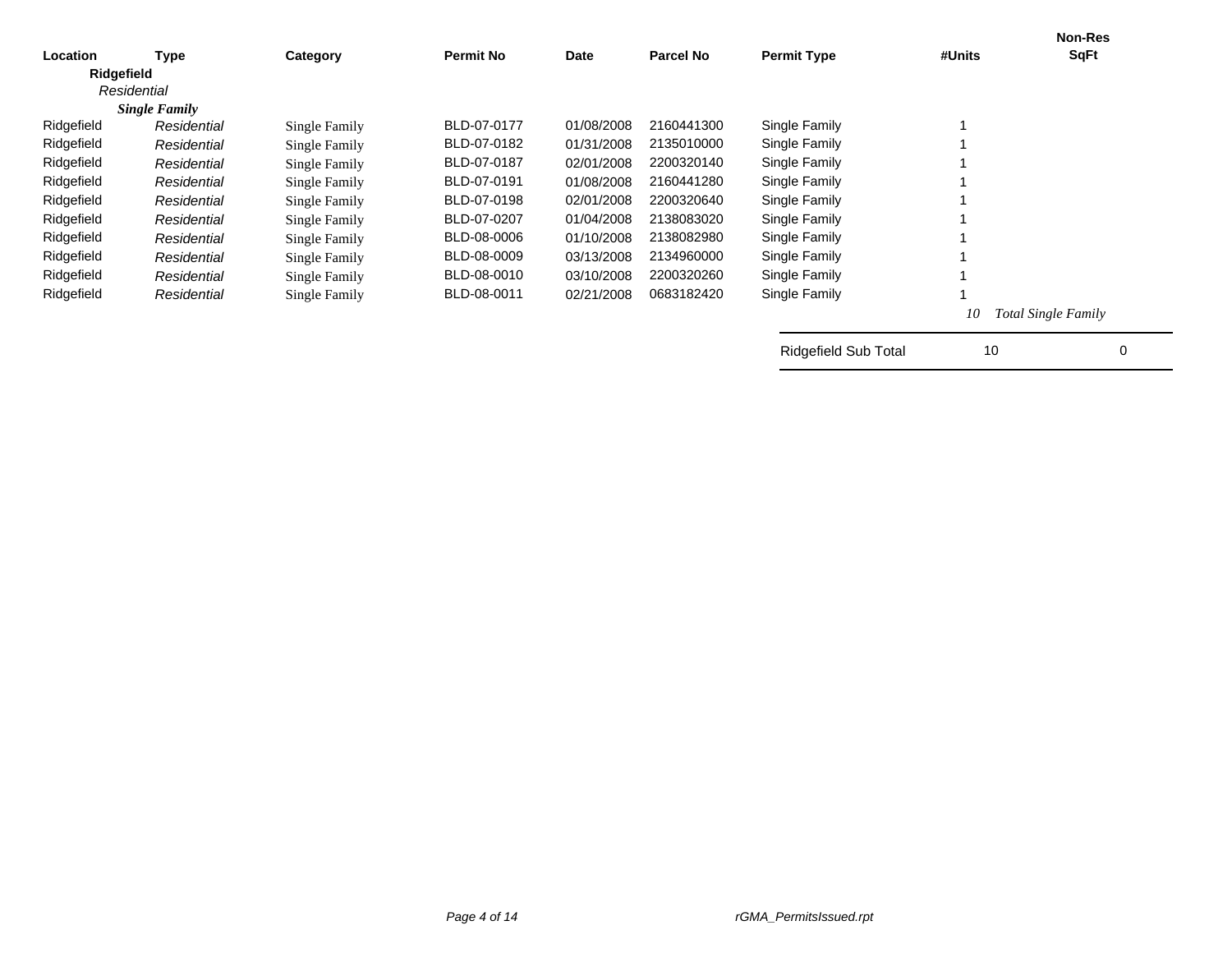| Location | Type | Category | Permit No | Date | Parcel No | Permit Type | #Units | Non-Res SqFt |
|---|---|---|---|---|---|---|---|---|
| **Ridgefield** | | | | | | | | |
| *Residential* | | | | | | | | |
| ***Single Family*** | | | | | | | | |
| Ridgefield | *Residential* | Single Family | BLD-07-0177 | 01/08/2008 | 2160441300 | Single Family | 1 | |
| Ridgefield | *Residential* | Single Family | BLD-07-0182 | 01/31/2008 | 2135010000 | Single Family | 1 | |
| Ridgefield | *Residential* | Single Family | BLD-07-0187 | 02/01/2008 | 2200320140 | Single Family | 1 | |
| Ridgefield | *Residential* | Single Family | BLD-07-0191 | 01/08/2008 | 2160441280 | Single Family | 1 | |
| Ridgefield | *Residential* | Single Family | BLD-07-0198 | 02/01/2008 | 2200320640 | Single Family | 1 | |
| Ridgefield | *Residential* | Single Family | BLD-07-0207 | 01/04/2008 | 2138083020 | Single Family | 1 | |
| Ridgefield | *Residential* | Single Family | BLD-08-0006 | 01/10/2008 | 2138082980 | Single Family | 1 | |
| Ridgefield | *Residential* | Single Family | BLD-08-0009 | 03/13/2008 | 2134960000 | Single Family | 1 | |
| Ridgefield | *Residential* | Single Family | BLD-08-0010 | 03/10/2008 | 2200320260 | Single Family | 1 | |
| Ridgefield | *Residential* | Single Family | BLD-08-0011 | 02/21/2008 | 0683182420 | Single Family | 1 | |
| | | | | | | | *10* | *Total Single Family* |
| | | | | | | Ridgefield Sub Total | 10 | 0 |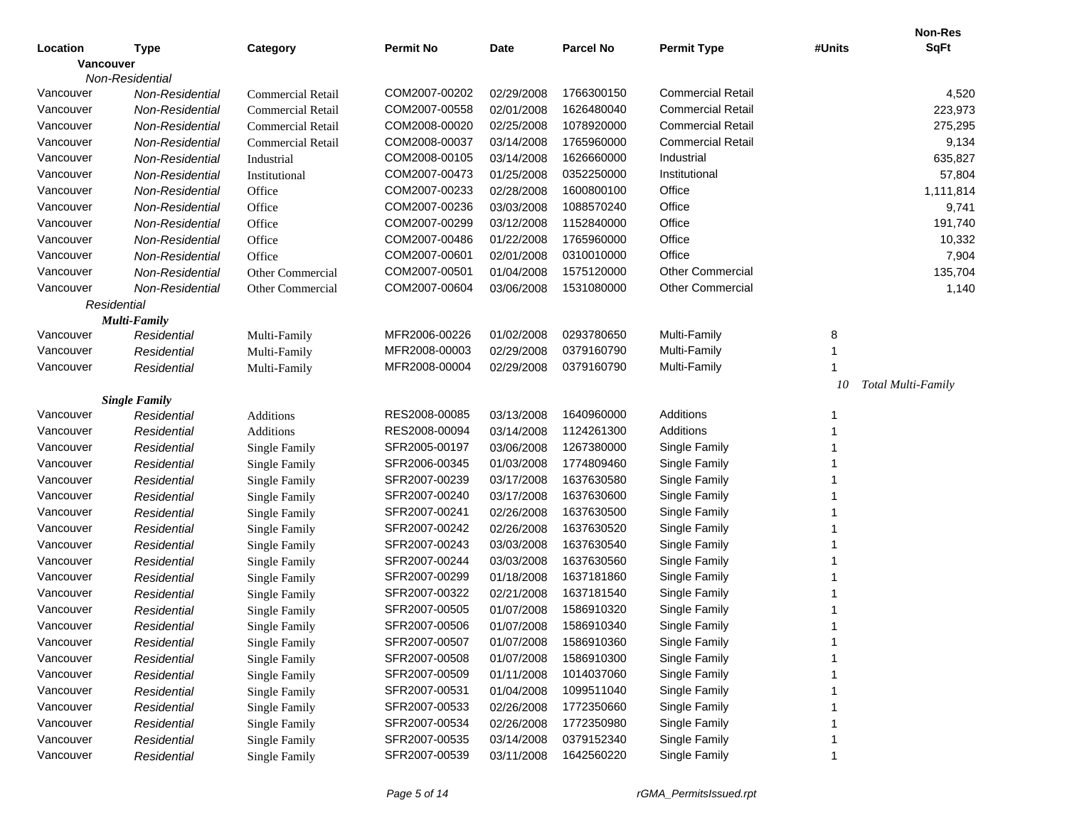| Location | Type | Category | Permit No | Date | Parcel No | Permit Type | #Units | Non-Res SqFt |
|---|---|---|---|---|---|---|---|---|
| **Vancouver** | | | | | | | | |
| *Non-Residential* | | | | | | | | |
| Vancouver | *Non-Residential* | Commercial Retail | COM2007-00202 | 02/29/2008 | 1766300150 | Commercial Retail | | 4,520 |
| Vancouver | *Non-Residential* | Commercial Retail | COM2007-00558 | 02/01/2008 | 1626480040 | Commercial Retail | | 223,973 |
| Vancouver | *Non-Residential* | Commercial Retail | COM2008-00020 | 02/25/2008 | 1078920000 | Commercial Retail | | 275,295 |
| Vancouver | *Non-Residential* | Commercial Retail | COM2008-00037 | 03/14/2008 | 1765960000 | Commercial Retail | | 9,134 |
| Vancouver | *Non-Residential* | Industrial | COM2008-00105 | 03/14/2008 | 1626660000 | Industrial | | 635,827 |
| Vancouver | *Non-Residential* | Institutional | COM2007-00473 | 01/25/2008 | 0352250000 | Institutional | | 57,804 |
| Vancouver | *Non-Residential* | Office | COM2007-00233 | 02/28/2008 | 1600800100 | Office | | 1,111,814 |
| Vancouver | *Non-Residential* | Office | COM2007-00236 | 03/03/2008 | 1088570240 | Office | | 9,741 |
| Vancouver | *Non-Residential* | Office | COM2007-00299 | 03/12/2008 | 1152840000 | Office | | 191,740 |
| Vancouver | *Non-Residential* | Office | COM2007-00486 | 01/22/2008 | 1765960000 | Office | | 10,332 |
| Vancouver | *Non-Residential* | Office | COM2007-00601 | 02/01/2008 | 0310010000 | Office | | 7,904 |
| Vancouver | *Non-Residential* | Other Commercial | COM2007-00501 | 01/04/2008 | 1575120000 | Other Commercial | | 135,704 |
| Vancouver | *Non-Residential* | Other Commercial | COM2007-00604 | 03/06/2008 | 1531080000 | Other Commercial | | 1,140 |
| *Residential* | | | | | | | | |
| ***Multi-Family*** | | | | | | | | |
| Vancouver | *Residential* | Multi-Family | MFR2006-00226 | 01/02/2008 | 0293780650 | Multi-Family | 8 | |
| Vancouver | *Residential* | Multi-Family | MFR2008-00003 | 02/29/2008 | 0379160790 | Multi-Family | 1 | |
| Vancouver | *Residential* | Multi-Family | MFR2008-00004 | 02/29/2008 | 0379160790 | Multi-Family | 1 | |
| | | | | | | | *10* | *Total Multi-Family* |
| ***Single Family*** | | | | | | | | |
| Vancouver | *Residential* | Additions | RES2008-00085 | 03/13/2008 | 1640960000 | Additions | 1 | |
| Vancouver | *Residential* | Additions | RES2008-00094 | 03/14/2008 | 1124261300 | Additions | 1 | |
| Vancouver | *Residential* | Single Family | SFR2005-00197 | 03/06/2008 | 1267380000 | Single Family | 1 | |
| Vancouver | *Residential* | Single Family | SFR2006-00345 | 01/03/2008 | 1774809460 | Single Family | 1 | |
| Vancouver | *Residential* | Single Family | SFR2007-00239 | 03/17/2008 | 1637630580 | Single Family | 1 | |
| Vancouver | *Residential* | Single Family | SFR2007-00240 | 03/17/2008 | 1637630600 | Single Family | 1 | |
| Vancouver | *Residential* | Single Family | SFR2007-00241 | 02/26/2008 | 1637630500 | Single Family | 1 | |
| Vancouver | *Residential* | Single Family | SFR2007-00242 | 02/26/2008 | 1637630520 | Single Family | 1 | |
| Vancouver | *Residential* | Single Family | SFR2007-00243 | 03/03/2008 | 1637630540 | Single Family | 1 | |
| Vancouver | *Residential* | Single Family | SFR2007-00244 | 03/03/2008 | 1637630560 | Single Family | 1 | |
| Vancouver | *Residential* | Single Family | SFR2007-00299 | 01/18/2008 | 1637181860 | Single Family | 1 | |
| Vancouver | *Residential* | Single Family | SFR2007-00322 | 02/21/2008 | 1637181540 | Single Family | 1 | |
| Vancouver | *Residential* | Single Family | SFR2007-00505 | 01/07/2008 | 1586910320 | Single Family | 1 | |
| Vancouver | *Residential* | Single Family | SFR2007-00506 | 01/07/2008 | 1586910340 | Single Family | 1 | |
| Vancouver | *Residential* | Single Family | SFR2007-00507 | 01/07/2008 | 1586910360 | Single Family | 1 | |
| Vancouver | *Residential* | Single Family | SFR2007-00508 | 01/07/2008 | 1586910300 | Single Family | 1 | |
| Vancouver | *Residential* | Single Family | SFR2007-00509 | 01/11/2008 | 1014037060 | Single Family | 1 | |
| Vancouver | *Residential* | Single Family | SFR2007-00531 | 01/04/2008 | 1099511040 | Single Family | 1 | |
| Vancouver | *Residential* | Single Family | SFR2007-00533 | 02/26/2008 | 1772350660 | Single Family | 1 | |
| Vancouver | *Residential* | Single Family | SFR2007-00534 | 02/26/2008 | 1772350980 | Single Family | 1 | |
| Vancouver | *Residential* | Single Family | SFR2007-00535 | 03/14/2008 | 0379152340 | Single Family | 1 | |
| Vancouver | *Residential* | Single Family | SFR2007-00539 | 03/11/2008 | 1642560220 | Single Family | 1 | |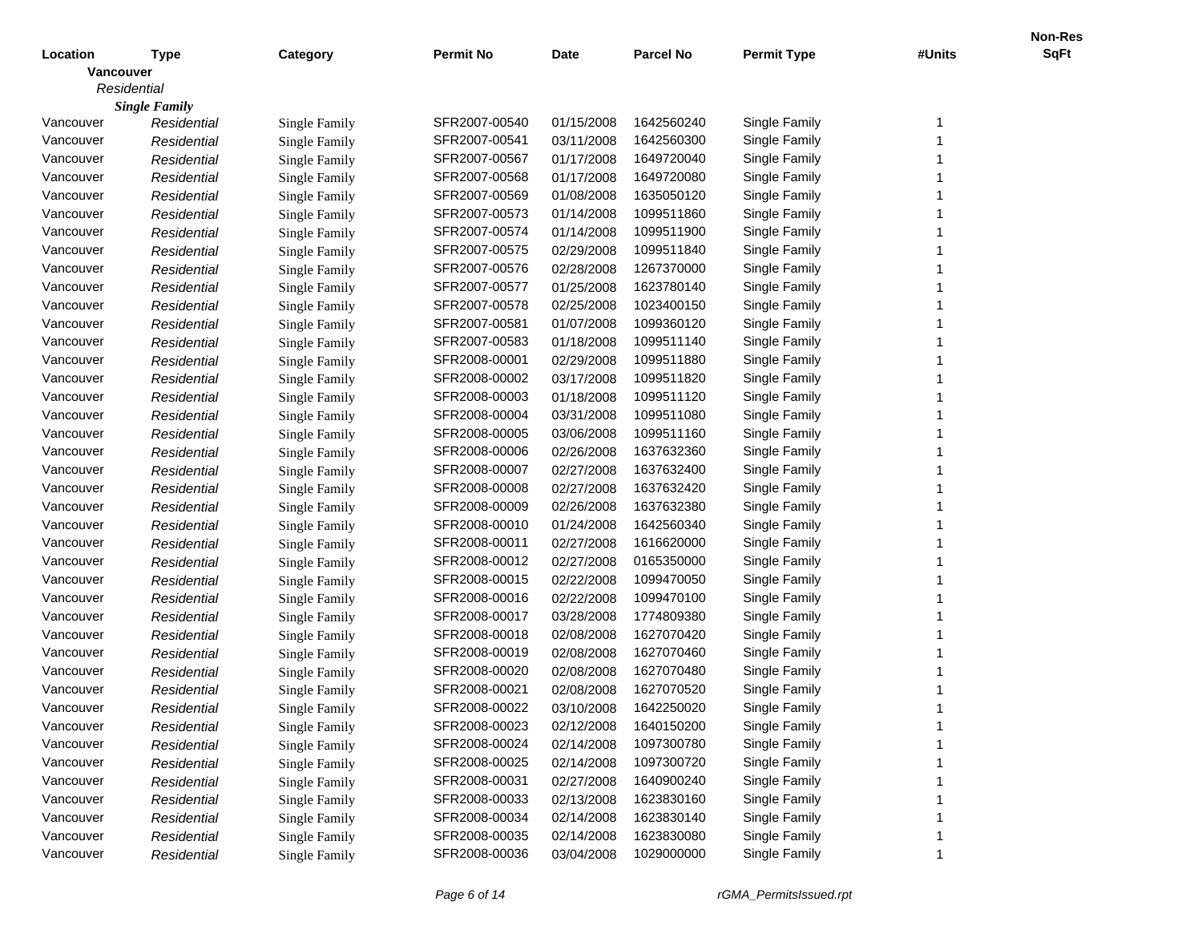| Location | Type | Category | Permit No | Date | Parcel No | Permit Type | #Units | Non-Res SqFt |
|---|---|---|---|---|---|---|---|---|
| **Vancouver** | | | | | | | | |
| *Residential* | | | | | | | | |
| ***Single Family*** | | | | | | | | |
| Vancouver | *Residential* | Single Family | SFR2007-00540 | 01/15/2008 | 1642560240 | Single Family | 1 | |
| Vancouver | *Residential* | Single Family | SFR2007-00541 | 03/11/2008 | 1642560300 | Single Family | 1 | |
| Vancouver | *Residential* | Single Family | SFR2007-00567 | 01/17/2008 | 1649720040 | Single Family | 1 | |
| Vancouver | *Residential* | Single Family | SFR2007-00568 | 01/17/2008 | 1649720080 | Single Family | 1 | |
| Vancouver | *Residential* | Single Family | SFR2007-00569 | 01/08/2008 | 1635050120 | Single Family | 1 | |
| Vancouver | *Residential* | Single Family | SFR2007-00573 | 01/14/2008 | 1099511860 | Single Family | 1 | |
| Vancouver | *Residential* | Single Family | SFR2007-00574 | 01/14/2008 | 1099511900 | Single Family | 1 | |
| Vancouver | *Residential* | Single Family | SFR2007-00575 | 02/29/2008 | 1099511840 | Single Family | 1 | |
| Vancouver | *Residential* | Single Family | SFR2007-00576 | 02/28/2008 | 1267370000 | Single Family | 1 | |
| Vancouver | *Residential* | Single Family | SFR2007-00577 | 01/25/2008 | 1623780140 | Single Family | 1 | |
| Vancouver | *Residential* | Single Family | SFR2007-00578 | 02/25/2008 | 1023400150 | Single Family | 1 | |
| Vancouver | *Residential* | Single Family | SFR2007-00581 | 01/07/2008 | 1099360120 | Single Family | 1 | |
| Vancouver | *Residential* | Single Family | SFR2007-00583 | 01/18/2008 | 1099511140 | Single Family | 1 | |
| Vancouver | *Residential* | Single Family | SFR2008-00001 | 02/29/2008 | 1099511880 | Single Family | 1 | |
| Vancouver | *Residential* | Single Family | SFR2008-00002 | 03/17/2008 | 1099511820 | Single Family | 1 | |
| Vancouver | *Residential* | Single Family | SFR2008-00003 | 01/18/2008 | 1099511120 | Single Family | 1 | |
| Vancouver | *Residential* | Single Family | SFR2008-00004 | 03/31/2008 | 1099511080 | Single Family | 1 | |
| Vancouver | *Residential* | Single Family | SFR2008-00005 | 03/06/2008 | 1099511160 | Single Family | 1 | |
| Vancouver | *Residential* | Single Family | SFR2008-00006 | 02/26/2008 | 1637632360 | Single Family | 1 | |
| Vancouver | *Residential* | Single Family | SFR2008-00007 | 02/27/2008 | 1637632400 | Single Family | 1 | |
| Vancouver | *Residential* | Single Family | SFR2008-00008 | 02/27/2008 | 1637632420 | Single Family | 1 | |
| Vancouver | *Residential* | Single Family | SFR2008-00009 | 02/26/2008 | 1637632380 | Single Family | 1 | |
| Vancouver | *Residential* | Single Family | SFR2008-00010 | 01/24/2008 | 1642560340 | Single Family | 1 | |
| Vancouver | *Residential* | Single Family | SFR2008-00011 | 02/27/2008 | 1616620000 | Single Family | 1 | |
| Vancouver | *Residential* | Single Family | SFR2008-00012 | 02/27/2008 | 0165350000 | Single Family | 1 | |
| Vancouver | *Residential* | Single Family | SFR2008-00015 | 02/22/2008 | 1099470050 | Single Family | 1 | |
| Vancouver | *Residential* | Single Family | SFR2008-00016 | 02/22/2008 | 1099470100 | Single Family | 1 | |
| Vancouver | *Residential* | Single Family | SFR2008-00017 | 03/28/2008 | 1774809380 | Single Family | 1 | |
| Vancouver | *Residential* | Single Family | SFR2008-00018 | 02/08/2008 | 1627070420 | Single Family | 1 | |
| Vancouver | *Residential* | Single Family | SFR2008-00019 | 02/08/2008 | 1627070460 | Single Family | 1 | |
| Vancouver | *Residential* | Single Family | SFR2008-00020 | 02/08/2008 | 1627070480 | Single Family | 1 | |
| Vancouver | *Residential* | Single Family | SFR2008-00021 | 02/08/2008 | 1627070520 | Single Family | 1 | |
| Vancouver | *Residential* | Single Family | SFR2008-00022 | 03/10/2008 | 1642250020 | Single Family | 1 | |
| Vancouver | *Residential* | Single Family | SFR2008-00023 | 02/12/2008 | 1640150200 | Single Family | 1 | |
| Vancouver | *Residential* | Single Family | SFR2008-00024 | 02/14/2008 | 1097300780 | Single Family | 1 | |
| Vancouver | *Residential* | Single Family | SFR2008-00025 | 02/14/2008 | 1097300720 | Single Family | 1 | |
| Vancouver | *Residential* | Single Family | SFR2008-00031 | 02/27/2008 | 1640900240 | Single Family | 1 | |
| Vancouver | *Residential* | Single Family | SFR2008-00033 | 02/13/2008 | 1623830160 | Single Family | 1 | |
| Vancouver | *Residential* | Single Family | SFR2008-00034 | 02/14/2008 | 1623830140 | Single Family | 1 | |
| Vancouver | *Residential* | Single Family | SFR2008-00035 | 02/14/2008 | 1623830080 | Single Family | 1 | |
| Vancouver | *Residential* | Single Family | SFR2008-00036 | 03/04/2008 | 1029000000 | Single Family | 1 | |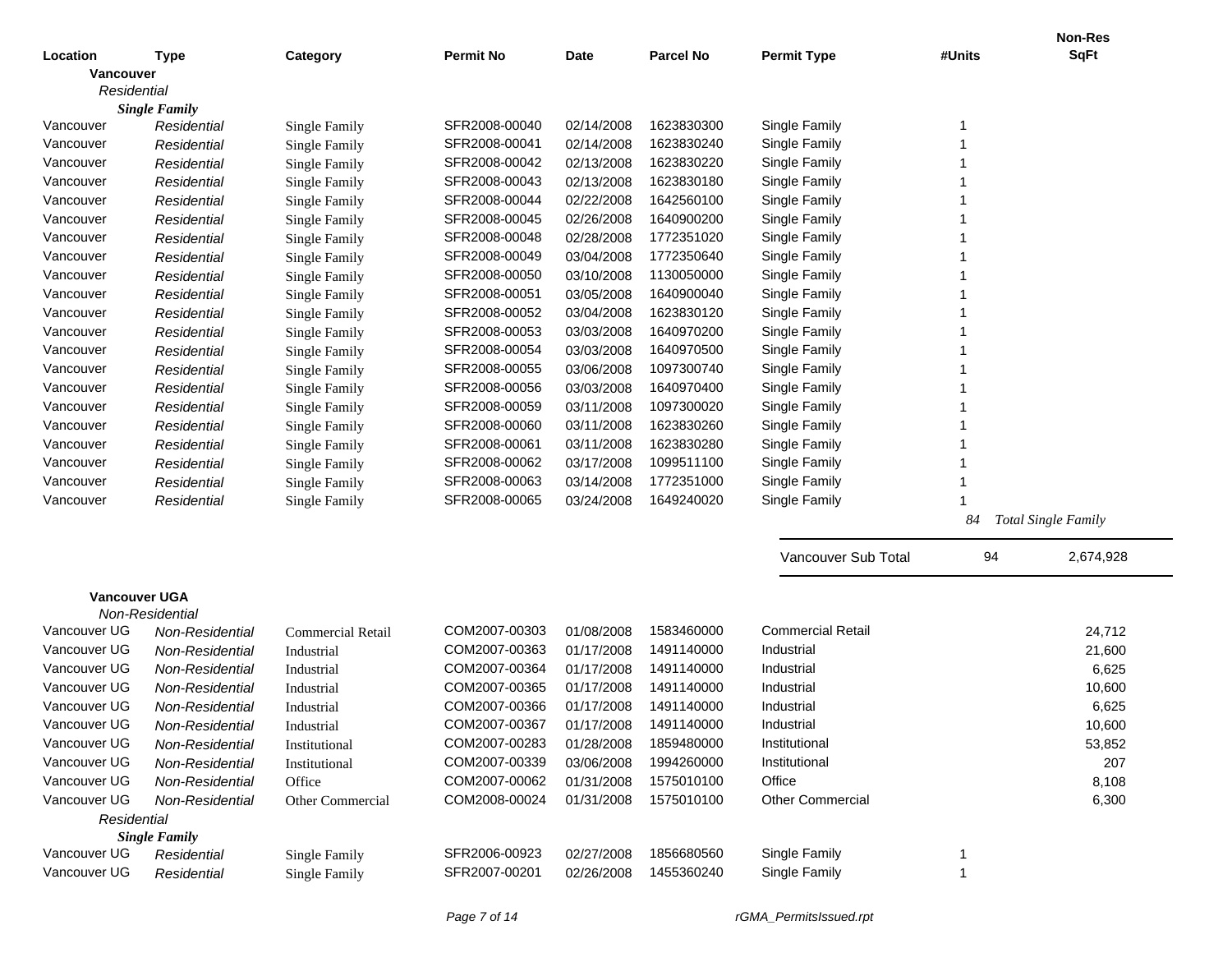| Location | Type | Category | Permit No | Date | Parcel No | Permit Type | #Units | Non-Res SqFt |
|---|---|---|---|---|---|---|---|---|
| **Vancouver** | | | | | | | | |
| *Residential* | | | | | | | | |
| ***Single Family*** | | | | | | | | |
| Vancouver | *Residential* | Single Family | SFR2008-00040 | 02/14/2008 | 1623830300 | Single Family | 1 | |
| Vancouver | *Residential* | Single Family | SFR2008-00041 | 02/14/2008 | 1623830240 | Single Family | 1 | |
| Vancouver | *Residential* | Single Family | SFR2008-00042 | 02/13/2008 | 1623830220 | Single Family | 1 | |
| Vancouver | *Residential* | Single Family | SFR2008-00043 | 02/13/2008 | 1623830180 | Single Family | 1 | |
| Vancouver | *Residential* | Single Family | SFR2008-00044 | 02/22/2008 | 1642560100 | Single Family | 1 | |
| Vancouver | *Residential* | Single Family | SFR2008-00045 | 02/26/2008 | 1640900200 | Single Family | 1 | |
| Vancouver | *Residential* | Single Family | SFR2008-00048 | 02/28/2008 | 1772351020 | Single Family | 1 | |
| Vancouver | *Residential* | Single Family | SFR2008-00049 | 03/04/2008 | 1772350640 | Single Family | 1 | |
| Vancouver | *Residential* | Single Family | SFR2008-00050 | 03/10/2008 | 1130050000 | Single Family | 1 | |
| Vancouver | *Residential* | Single Family | SFR2008-00051 | 03/05/2008 | 1640900040 | Single Family | 1 | |
| Vancouver | *Residential* | Single Family | SFR2008-00052 | 03/04/2008 | 1623830120 | Single Family | 1 | |
| Vancouver | *Residential* | Single Family | SFR2008-00053 | 03/03/2008 | 1640970200 | Single Family | 1 | |
| Vancouver | *Residential* | Single Family | SFR2008-00054 | 03/03/2008 | 1640970500 | Single Family | 1 | |
| Vancouver | *Residential* | Single Family | SFR2008-00055 | 03/06/2008 | 1097300740 | Single Family | 1 | |
| Vancouver | *Residential* | Single Family | SFR2008-00056 | 03/03/2008 | 1640970400 | Single Family | 1 | |
| Vancouver | *Residential* | Single Family | SFR2008-00059 | 03/11/2008 | 1097300020 | Single Family | 1 | |
| Vancouver | *Residential* | Single Family | SFR2008-00060 | 03/11/2008 | 1623830260 | Single Family | 1 | |
| Vancouver | *Residential* | Single Family | SFR2008-00061 | 03/11/2008 | 1623830280 | Single Family | 1 | |
| Vancouver | *Residential* | Single Family | SFR2008-00062 | 03/17/2008 | 1099511100 | Single Family | 1 | |
| Vancouver | *Residential* | Single Family | SFR2008-00063 | 03/14/2008 | 1772351000 | Single Family | 1 | |
| Vancouver | *Residential* | Single Family | SFR2008-00065 | 03/24/2008 | 1649240020 | Single Family | 1 | |
| | | | | | | | *84* | *Total Single Family* |
| | | | | | | Vancouver Sub Total | 94 | 2,674,928 |
| **Vancouver UGA** | | | | | | | | |
| *Non-Residential* | | | | | | | | |
| Vancouver UG | *Non-Residential* | Commercial Retail | COM2007-00303 | 01/08/2008 | 1583460000 | Commercial Retail | | 24,712 |
| Vancouver UG | *Non-Residential* | Industrial | COM2007-00363 | 01/17/2008 | 1491140000 | Industrial | | 21,600 |
| Vancouver UG | *Non-Residential* | Industrial | COM2007-00364 | 01/17/2008 | 1491140000 | Industrial | | 6,625 |
| Vancouver UG | *Non-Residential* | Industrial | COM2007-00365 | 01/17/2008 | 1491140000 | Industrial | | 10,600 |
| Vancouver UG | *Non-Residential* | Industrial | COM2007-00366 | 01/17/2008 | 1491140000 | Industrial | | 6,625 |
| Vancouver UG | *Non-Residential* | Industrial | COM2007-00367 | 01/17/2008 | 1491140000 | Industrial | | 10,600 |
| Vancouver UG | *Non-Residential* | Institutional | COM2007-00283 | 01/28/2008 | 1859480000 | Institutional | | 53,852 |
| Vancouver UG | *Non-Residential* | Institutional | COM2007-00339 | 03/06/2008 | 1994260000 | Institutional | | 207 |
| Vancouver UG | *Non-Residential* | Office | COM2007-00062 | 01/31/2008 | 1575010100 | Office | | 8,108 |
| Vancouver UG | *Non-Residential* | Other Commercial | COM2008-00024 | 01/31/2008 | 1575010100 | Other Commercial | | 6,300 |
| *Residential* | | | | | | | | |
| ***Single Family*** | | | | | | | | |
| Vancouver UG | *Residential* | Single Family | SFR2006-00923 | 02/27/2008 | 1856680560 | Single Family | 1 | |
| Vancouver UG | *Residential* | Single Family | SFR2007-00201 | 02/26/2008 | 1455360240 | Single Family | 1 | |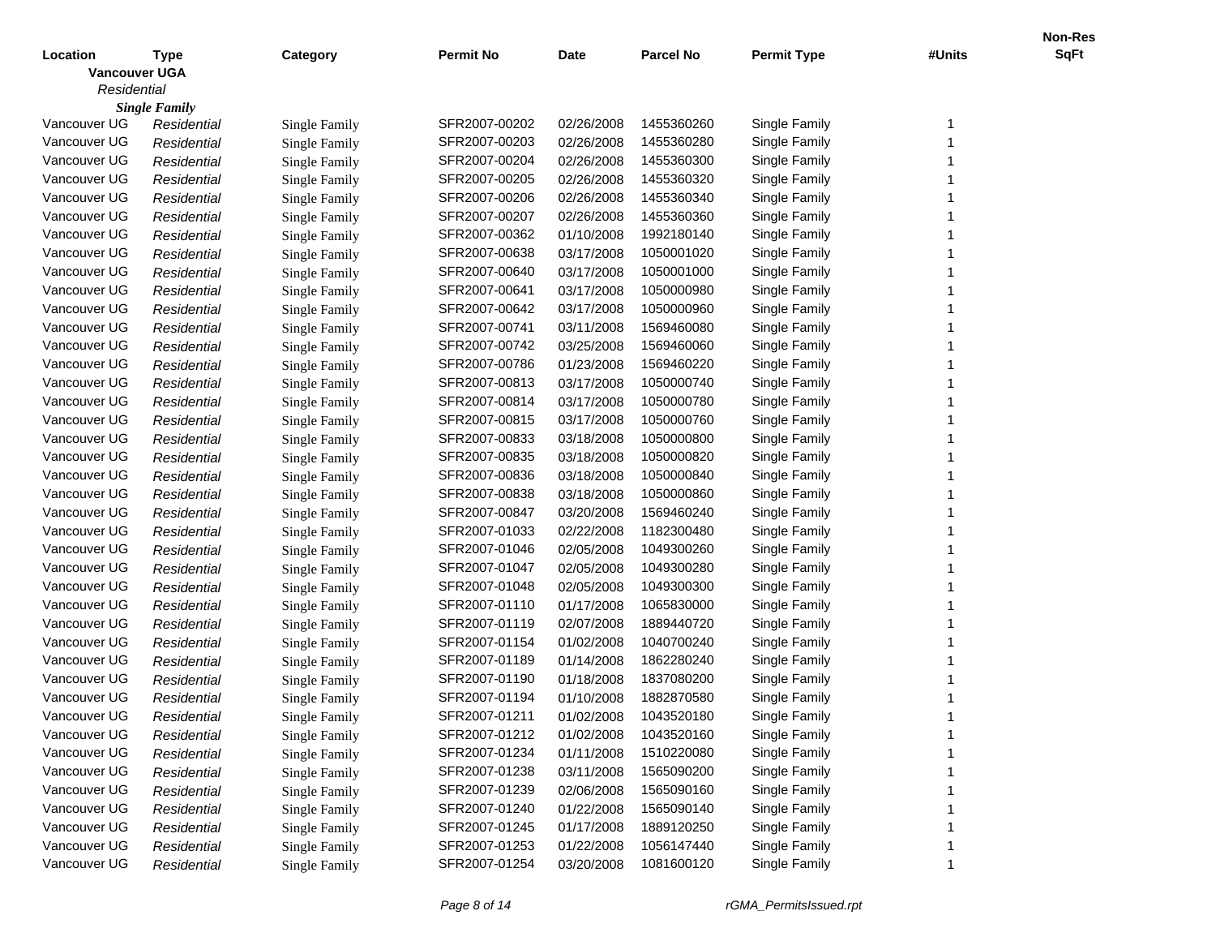| Location | Type | Category | Permit No | Date | Parcel No | Permit Type | #Units | Non-Res SqFt |
|---|---|---|---|---|---|---|---|---|
| **Vancouver UGA** | | | | | | | | |
| *Residential* | | | | | | | | |
| ***Single Family*** | | | | | | | | |
| Vancouver UG | *Residential* | Single Family | SFR2007-00202 | 02/26/2008 | 1455360260 | Single Family | 1 | |
| Vancouver UG | *Residential* | Single Family | SFR2007-00203 | 02/26/2008 | 1455360280 | Single Family | 1 | |
| Vancouver UG | *Residential* | Single Family | SFR2007-00204 | 02/26/2008 | 1455360300 | Single Family | 1 | |
| Vancouver UG | *Residential* | Single Family | SFR2007-00205 | 02/26/2008 | 1455360320 | Single Family | 1 | |
| Vancouver UG | *Residential* | Single Family | SFR2007-00206 | 02/26/2008 | 1455360340 | Single Family | 1 | |
| Vancouver UG | *Residential* | Single Family | SFR2007-00207 | 02/26/2008 | 1455360360 | Single Family | 1 | |
| Vancouver UG | *Residential* | Single Family | SFR2007-00362 | 01/10/2008 | 1992180140 | Single Family | 1 | |
| Vancouver UG | *Residential* | Single Family | SFR2007-00638 | 03/17/2008 | 1050001020 | Single Family | 1 | |
| Vancouver UG | *Residential* | Single Family | SFR2007-00640 | 03/17/2008 | 1050001000 | Single Family | 1 | |
| Vancouver UG | *Residential* | Single Family | SFR2007-00641 | 03/17/2008 | 1050000980 | Single Family | 1 | |
| Vancouver UG | *Residential* | Single Family | SFR2007-00642 | 03/17/2008 | 1050000960 | Single Family | 1 | |
| Vancouver UG | *Residential* | Single Family | SFR2007-00741 | 03/11/2008 | 1569460080 | Single Family | 1 | |
| Vancouver UG | *Residential* | Single Family | SFR2007-00742 | 03/25/2008 | 1569460060 | Single Family | 1 | |
| Vancouver UG | *Residential* | Single Family | SFR2007-00786 | 01/23/2008 | 1569460220 | Single Family | 1 | |
| Vancouver UG | *Residential* | Single Family | SFR2007-00813 | 03/17/2008 | 1050000740 | Single Family | 1 | |
| Vancouver UG | *Residential* | Single Family | SFR2007-00814 | 03/17/2008 | 1050000780 | Single Family | 1 | |
| Vancouver UG | *Residential* | Single Family | SFR2007-00815 | 03/17/2008 | 1050000760 | Single Family | 1 | |
| Vancouver UG | *Residential* | Single Family | SFR2007-00833 | 03/18/2008 | 1050000800 | Single Family | 1 | |
| Vancouver UG | *Residential* | Single Family | SFR2007-00835 | 03/18/2008 | 1050000820 | Single Family | 1 | |
| Vancouver UG | *Residential* | Single Family | SFR2007-00836 | 03/18/2008 | 1050000840 | Single Family | 1 | |
| Vancouver UG | *Residential* | Single Family | SFR2007-00838 | 03/18/2008 | 1050000860 | Single Family | 1 | |
| Vancouver UG | *Residential* | Single Family | SFR2007-00847 | 03/20/2008 | 1569460240 | Single Family | 1 | |
| Vancouver UG | *Residential* | Single Family | SFR2007-01033 | 02/22/2008 | 1182300480 | Single Family | 1 | |
| Vancouver UG | *Residential* | Single Family | SFR2007-01046 | 02/05/2008 | 1049300260 | Single Family | 1 | |
| Vancouver UG | *Residential* | Single Family | SFR2007-01047 | 02/05/2008 | 1049300280 | Single Family | 1 | |
| Vancouver UG | *Residential* | Single Family | SFR2007-01048 | 02/05/2008 | 1049300300 | Single Family | 1 | |
| Vancouver UG | *Residential* | Single Family | SFR2007-01110 | 01/17/2008 | 1065830000 | Single Family | 1 | |
| Vancouver UG | *Residential* | Single Family | SFR2007-01119 | 02/07/2008 | 1889440720 | Single Family | 1 | |
| Vancouver UG | *Residential* | Single Family | SFR2007-01154 | 01/02/2008 | 1040700240 | Single Family | 1 | |
| Vancouver UG | *Residential* | Single Family | SFR2007-01189 | 01/14/2008 | 1862280240 | Single Family | 1 | |
| Vancouver UG | *Residential* | Single Family | SFR2007-01190 | 01/18/2008 | 1837080200 | Single Family | 1 | |
| Vancouver UG | *Residential* | Single Family | SFR2007-01194 | 01/10/2008 | 1882870580 | Single Family | 1 | |
| Vancouver UG | *Residential* | Single Family | SFR2007-01211 | 01/02/2008 | 1043520180 | Single Family | 1 | |
| Vancouver UG | *Residential* | Single Family | SFR2007-01212 | 01/02/2008 | 1043520160 | Single Family | 1 | |
| Vancouver UG | *Residential* | Single Family | SFR2007-01234 | 01/11/2008 | 1510220080 | Single Family | 1 | |
| Vancouver UG | *Residential* | Single Family | SFR2007-01238 | 03/11/2008 | 1565090200 | Single Family | 1 | |
| Vancouver UG | *Residential* | Single Family | SFR2007-01239 | 02/06/2008 | 1565090160 | Single Family | 1 | |
| Vancouver UG | *Residential* | Single Family | SFR2007-01240 | 01/22/2008 | 1565090140 | Single Family | 1 | |
| Vancouver UG | *Residential* | Single Family | SFR2007-01245 | 01/17/2008 | 1889120250 | Single Family | 1 | |
| Vancouver UG | *Residential* | Single Family | SFR2007-01253 | 01/22/2008 | 1056147440 | Single Family | 1 | |
| Vancouver UG | *Residential* | Single Family | SFR2007-01254 | 03/20/2008 | 1081600120 | Single Family | 1 | |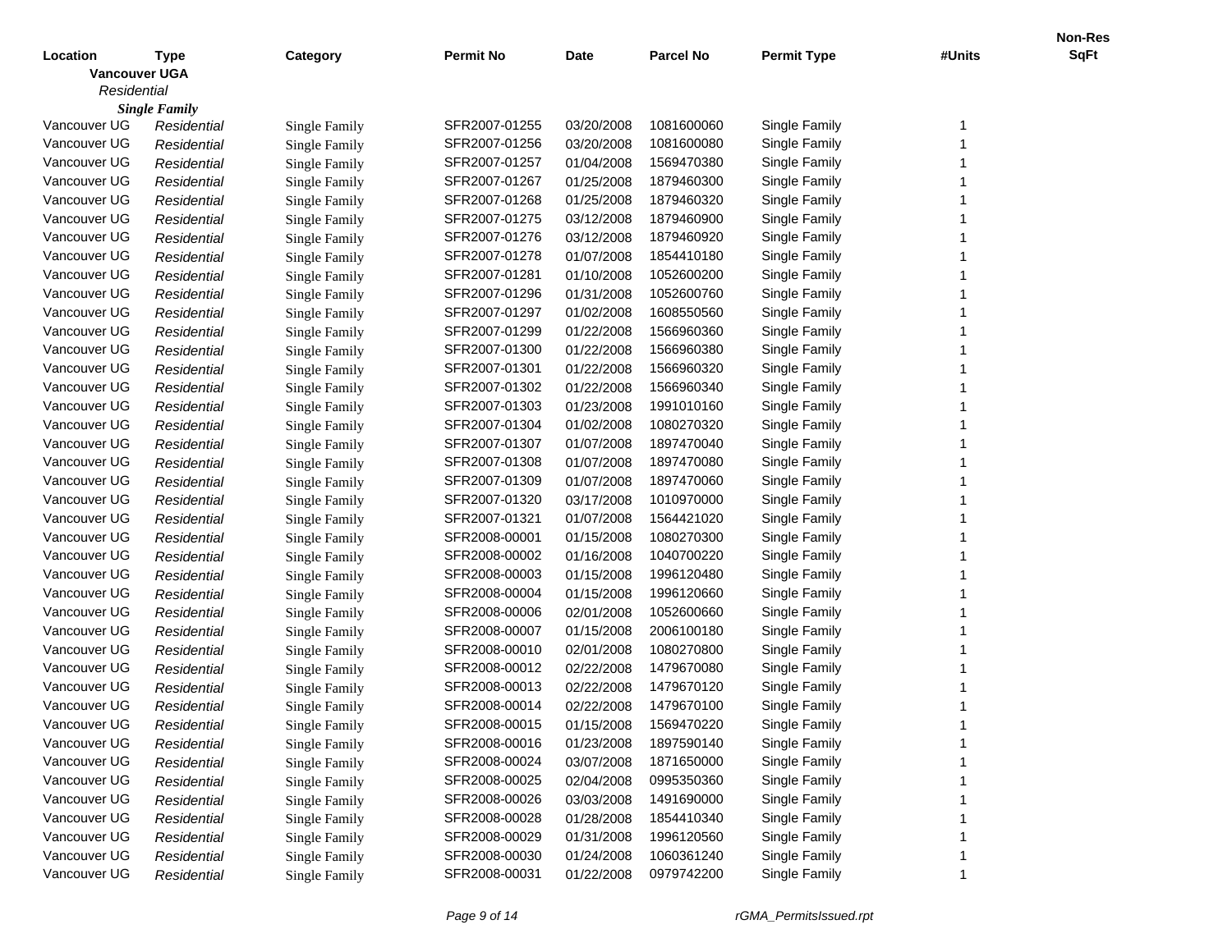| Location | Type | Category | Permit No | Date | Parcel No | Permit Type | #Units | Non-Res SqFt |
|---|---|---|---|---|---|---|---|---|
| **Vancouver UGA** | | | | | | | | |
| *Residential* | | | | | | | | |
| ***Single Family*** | | | | | | | | |
| Vancouver UG | *Residential* | Single Family | SFR2007-01255 | 03/20/2008 | 1081600060 | Single Family | 1 | |
| Vancouver UG | *Residential* | Single Family | SFR2007-01256 | 03/20/2008 | 1081600080 | Single Family | 1 | |
| Vancouver UG | *Residential* | Single Family | SFR2007-01257 | 01/04/2008 | 1569470380 | Single Family | 1 | |
| Vancouver UG | *Residential* | Single Family | SFR2007-01267 | 01/25/2008 | 1879460300 | Single Family | 1 | |
| Vancouver UG | *Residential* | Single Family | SFR2007-01268 | 01/25/2008 | 1879460320 | Single Family | 1 | |
| Vancouver UG | *Residential* | Single Family | SFR2007-01275 | 03/12/2008 | 1879460900 | Single Family | 1 | |
| Vancouver UG | *Residential* | Single Family | SFR2007-01276 | 03/12/2008 | 1879460920 | Single Family | 1 | |
| Vancouver UG | *Residential* | Single Family | SFR2007-01278 | 01/07/2008 | 1854410180 | Single Family | 1 | |
| Vancouver UG | *Residential* | Single Family | SFR2007-01281 | 01/10/2008 | 1052600200 | Single Family | 1 | |
| Vancouver UG | *Residential* | Single Family | SFR2007-01296 | 01/31/2008 | 1052600760 | Single Family | 1 | |
| Vancouver UG | *Residential* | Single Family | SFR2007-01297 | 01/02/2008 | 1608550560 | Single Family | 1 | |
| Vancouver UG | *Residential* | Single Family | SFR2007-01299 | 01/22/2008 | 1566960360 | Single Family | 1 | |
| Vancouver UG | *Residential* | Single Family | SFR2007-01300 | 01/22/2008 | 1566960380 | Single Family | 1 | |
| Vancouver UG | *Residential* | Single Family | SFR2007-01301 | 01/22/2008 | 1566960320 | Single Family | 1 | |
| Vancouver UG | *Residential* | Single Family | SFR2007-01302 | 01/22/2008 | 1566960340 | Single Family | 1 | |
| Vancouver UG | *Residential* | Single Family | SFR2007-01303 | 01/23/2008 | 1991010160 | Single Family | 1 | |
| Vancouver UG | *Residential* | Single Family | SFR2007-01304 | 01/02/2008 | 1080270320 | Single Family | 1 | |
| Vancouver UG | *Residential* | Single Family | SFR2007-01307 | 01/07/2008 | 1897470040 | Single Family | 1 | |
| Vancouver UG | *Residential* | Single Family | SFR2007-01308 | 01/07/2008 | 1897470080 | Single Family | 1 | |
| Vancouver UG | *Residential* | Single Family | SFR2007-01309 | 01/07/2008 | 1897470060 | Single Family | 1 | |
| Vancouver UG | *Residential* | Single Family | SFR2007-01320 | 03/17/2008 | 1010970000 | Single Family | 1 | |
| Vancouver UG | *Residential* | Single Family | SFR2007-01321 | 01/07/2008 | 1564421020 | Single Family | 1 | |
| Vancouver UG | *Residential* | Single Family | SFR2008-00001 | 01/15/2008 | 1080270300 | Single Family | 1 | |
| Vancouver UG | *Residential* | Single Family | SFR2008-00002 | 01/16/2008 | 1040700220 | Single Family | 1 | |
| Vancouver UG | *Residential* | Single Family | SFR2008-00003 | 01/15/2008 | 1996120480 | Single Family | 1 | |
| Vancouver UG | *Residential* | Single Family | SFR2008-00004 | 01/15/2008 | 1996120660 | Single Family | 1 | |
| Vancouver UG | *Residential* | Single Family | SFR2008-00006 | 02/01/2008 | 1052600660 | Single Family | 1 | |
| Vancouver UG | *Residential* | Single Family | SFR2008-00007 | 01/15/2008 | 2006100180 | Single Family | 1 | |
| Vancouver UG | *Residential* | Single Family | SFR2008-00010 | 02/01/2008 | 1080270800 | Single Family | 1 | |
| Vancouver UG | *Residential* | Single Family | SFR2008-00012 | 02/22/2008 | 1479670080 | Single Family | 1 | |
| Vancouver UG | *Residential* | Single Family | SFR2008-00013 | 02/22/2008 | 1479670120 | Single Family | 1 | |
| Vancouver UG | *Residential* | Single Family | SFR2008-00014 | 02/22/2008 | 1479670100 | Single Family | 1 | |
| Vancouver UG | *Residential* | Single Family | SFR2008-00015 | 01/15/2008 | 1569470220 | Single Family | 1 | |
| Vancouver UG | *Residential* | Single Family | SFR2008-00016 | 01/23/2008 | 1897590140 | Single Family | 1 | |
| Vancouver UG | *Residential* | Single Family | SFR2008-00024 | 03/07/2008 | 1871650000 | Single Family | 1 | |
| Vancouver UG | *Residential* | Single Family | SFR2008-00025 | 02/04/2008 | 0995350360 | Single Family | 1 | |
| Vancouver UG | *Residential* | Single Family | SFR2008-00026 | 03/03/2008 | 1491690000 | Single Family | 1 | |
| Vancouver UG | *Residential* | Single Family | SFR2008-00028 | 01/28/2008 | 1854410340 | Single Family | 1 | |
| Vancouver UG | *Residential* | Single Family | SFR2008-00029 | 01/31/2008 | 1996120560 | Single Family | 1 | |
| Vancouver UG | *Residential* | Single Family | SFR2008-00030 | 01/24/2008 | 1060361240 | Single Family | 1 | |
| Vancouver UG | *Residential* | Single Family | SFR2008-00031 | 01/22/2008 | 0979742200 | Single Family | 1 | |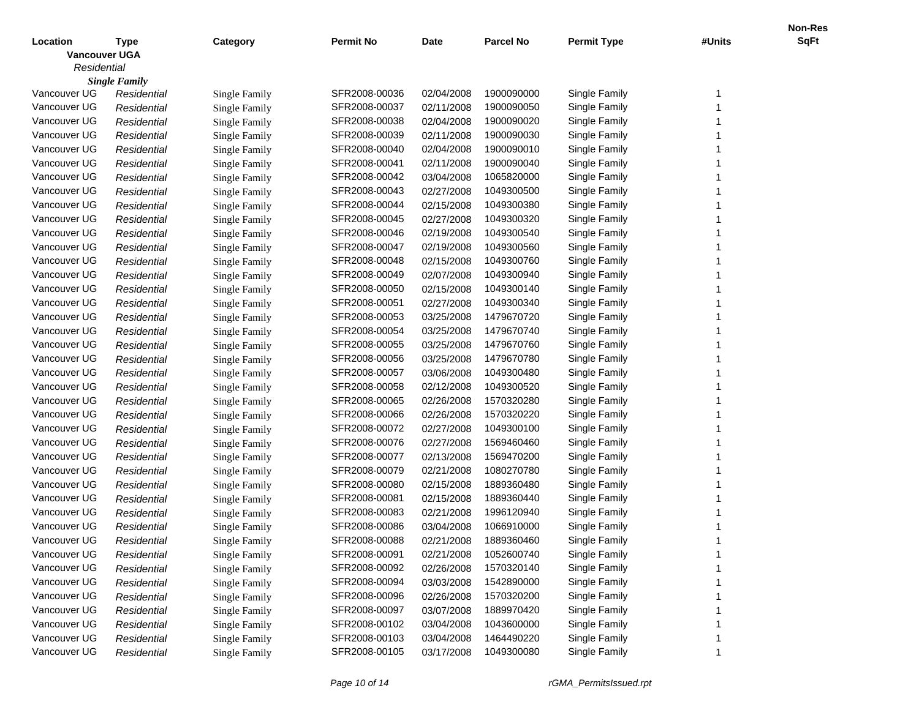| Location | Type | Category | Permit No | Date | Parcel No | Permit Type | #Units | Non-Res SqFt |
|---|---|---|---|---|---|---|---|---|
| **Vancouver UGA** | | | | | | | | |
| *Residential* | | | | | | | | |
| ***Single Family*** | | | | | | | | |
| Vancouver UG | *Residential* | Single Family | SFR2008-00036 | 02/04/2008 | 1900090000 | Single Family | 1 | |
| Vancouver UG | *Residential* | Single Family | SFR2008-00037 | 02/11/2008 | 1900090050 | Single Family | 1 | |
| Vancouver UG | *Residential* | Single Family | SFR2008-00038 | 02/04/2008 | 1900090020 | Single Family | 1 | |
| Vancouver UG | *Residential* | Single Family | SFR2008-00039 | 02/11/2008 | 1900090030 | Single Family | 1 | |
| Vancouver UG | *Residential* | Single Family | SFR2008-00040 | 02/04/2008 | 1900090010 | Single Family | 1 | |
| Vancouver UG | *Residential* | Single Family | SFR2008-00041 | 02/11/2008 | 1900090040 | Single Family | 1 | |
| Vancouver UG | *Residential* | Single Family | SFR2008-00042 | 03/04/2008 | 1065820000 | Single Family | 1 | |
| Vancouver UG | *Residential* | Single Family | SFR2008-00043 | 02/27/2008 | 1049300500 | Single Family | 1 | |
| Vancouver UG | *Residential* | Single Family | SFR2008-00044 | 02/15/2008 | 1049300380 | Single Family | 1 | |
| Vancouver UG | *Residential* | Single Family | SFR2008-00045 | 02/27/2008 | 1049300320 | Single Family | 1 | |
| Vancouver UG | *Residential* | Single Family | SFR2008-00046 | 02/19/2008 | 1049300540 | Single Family | 1 | |
| Vancouver UG | *Residential* | Single Family | SFR2008-00047 | 02/19/2008 | 1049300560 | Single Family | 1 | |
| Vancouver UG | *Residential* | Single Family | SFR2008-00048 | 02/15/2008 | 1049300760 | Single Family | 1 | |
| Vancouver UG | *Residential* | Single Family | SFR2008-00049 | 02/07/2008 | 1049300940 | Single Family | 1 | |
| Vancouver UG | *Residential* | Single Family | SFR2008-00050 | 02/15/2008 | 1049300140 | Single Family | 1 | |
| Vancouver UG | *Residential* | Single Family | SFR2008-00051 | 02/27/2008 | 1049300340 | Single Family | 1 | |
| Vancouver UG | *Residential* | Single Family | SFR2008-00053 | 03/25/2008 | 1479670720 | Single Family | 1 | |
| Vancouver UG | *Residential* | Single Family | SFR2008-00054 | 03/25/2008 | 1479670740 | Single Family | 1 | |
| Vancouver UG | *Residential* | Single Family | SFR2008-00055 | 03/25/2008 | 1479670760 | Single Family | 1 | |
| Vancouver UG | *Residential* | Single Family | SFR2008-00056 | 03/25/2008 | 1479670780 | Single Family | 1 | |
| Vancouver UG | *Residential* | Single Family | SFR2008-00057 | 03/06/2008 | 1049300480 | Single Family | 1 | |
| Vancouver UG | *Residential* | Single Family | SFR2008-00058 | 02/12/2008 | 1049300520 | Single Family | 1 | |
| Vancouver UG | *Residential* | Single Family | SFR2008-00065 | 02/26/2008 | 1570320280 | Single Family | 1 | |
| Vancouver UG | *Residential* | Single Family | SFR2008-00066 | 02/26/2008 | 1570320220 | Single Family | 1 | |
| Vancouver UG | *Residential* | Single Family | SFR2008-00072 | 02/27/2008 | 1049300100 | Single Family | 1 | |
| Vancouver UG | *Residential* | Single Family | SFR2008-00076 | 02/27/2008 | 1569460460 | Single Family | 1 | |
| Vancouver UG | *Residential* | Single Family | SFR2008-00077 | 02/13/2008 | 1569470200 | Single Family | 1 | |
| Vancouver UG | *Residential* | Single Family | SFR2008-00079 | 02/21/2008 | 1080270780 | Single Family | 1 | |
| Vancouver UG | *Residential* | Single Family | SFR2008-00080 | 02/15/2008 | 1889360480 | Single Family | 1 | |
| Vancouver UG | *Residential* | Single Family | SFR2008-00081 | 02/15/2008 | 1889360440 | Single Family | 1 | |
| Vancouver UG | *Residential* | Single Family | SFR2008-00083 | 02/21/2008 | 1996120940 | Single Family | 1 | |
| Vancouver UG | *Residential* | Single Family | SFR2008-00086 | 03/04/2008 | 1066910000 | Single Family | 1 | |
| Vancouver UG | *Residential* | Single Family | SFR2008-00088 | 02/21/2008 | 1889360460 | Single Family | 1 | |
| Vancouver UG | *Residential* | Single Family | SFR2008-00091 | 02/21/2008 | 1052600740 | Single Family | 1 | |
| Vancouver UG | *Residential* | Single Family | SFR2008-00092 | 02/26/2008 | 1570320140 | Single Family | 1 | |
| Vancouver UG | *Residential* | Single Family | SFR2008-00094 | 03/03/2008 | 1542890000 | Single Family | 1 | |
| Vancouver UG | *Residential* | Single Family | SFR2008-00096 | 02/26/2008 | 1570320200 | Single Family | 1 | |
| Vancouver UG | *Residential* | Single Family | SFR2008-00097 | 03/07/2008 | 1889970420 | Single Family | 1 | |
| Vancouver UG | *Residential* | Single Family | SFR2008-00102 | 03/04/2008 | 1043600000 | Single Family | 1 | |
| Vancouver UG | *Residential* | Single Family | SFR2008-00103 | 03/04/2008 | 1464490220 | Single Family | 1 | |
| Vancouver UG | *Residential* | Single Family | SFR2008-00105 | 03/17/2008 | 1049300080 | Single Family | 1 | |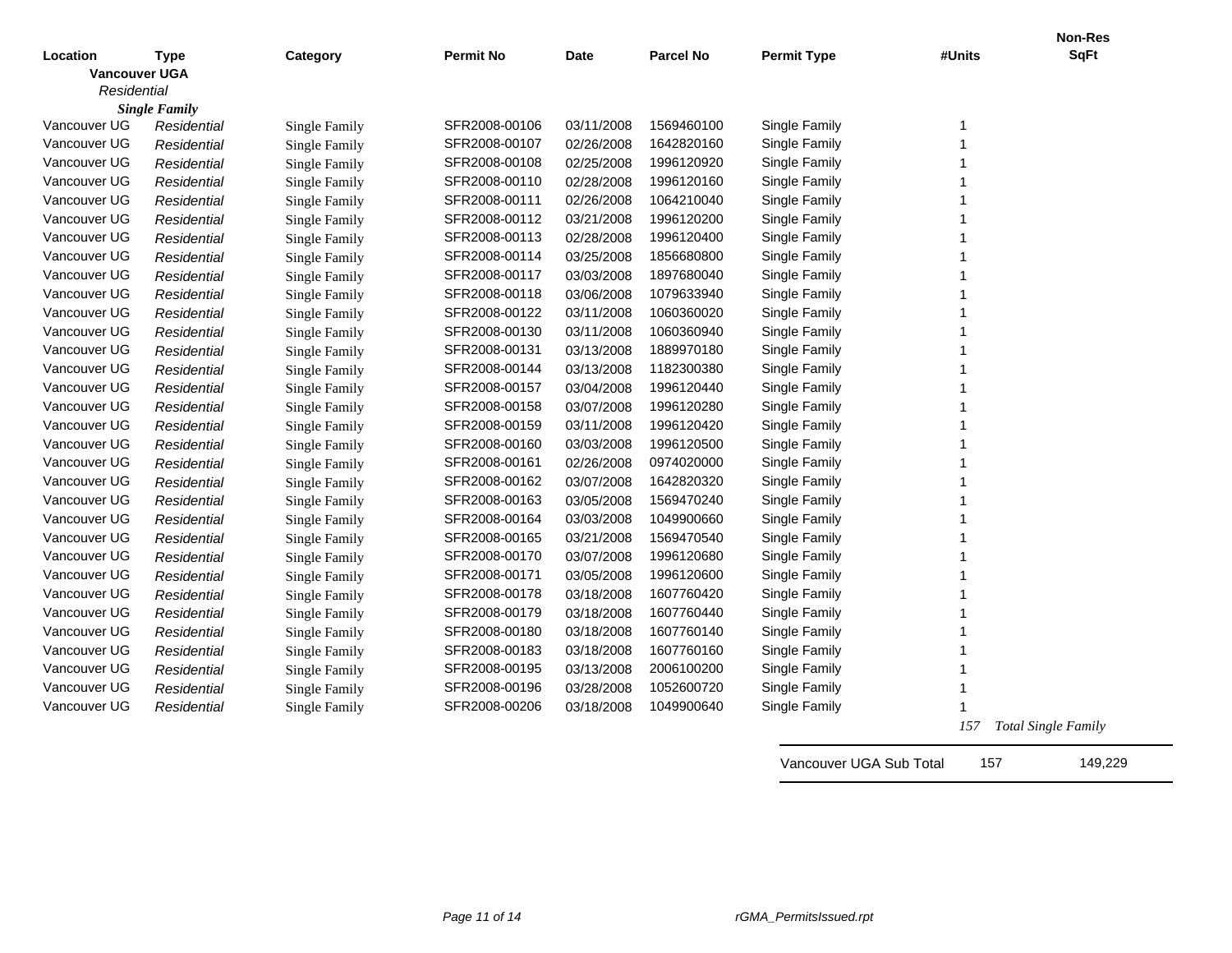| Location | Type | Category | Permit No | Date | Parcel No | Permit Type | #Units | Non-Res SqFt |
|---|---|---|---|---|---|---|---|---|
| **Vancouver UGA** | | | | | | | | |
| *Residential* | | | | | | | | |
| ***Single Family*** | | | | | | | | |
| Vancouver UG | *Residential* | Single Family | SFR2008-00106 | 03/11/2008 | 1569460100 | Single Family | 1 | |
| Vancouver UG | *Residential* | Single Family | SFR2008-00107 | 02/26/2008 | 1642820160 | Single Family | 1 | |
| Vancouver UG | *Residential* | Single Family | SFR2008-00108 | 02/25/2008 | 1996120920 | Single Family | 1 | |
| Vancouver UG | *Residential* | Single Family | SFR2008-00110 | 02/28/2008 | 1996120160 | Single Family | 1 | |
| Vancouver UG | *Residential* | Single Family | SFR2008-00111 | 02/26/2008 | 1064210040 | Single Family | 1 | |
| Vancouver UG | *Residential* | Single Family | SFR2008-00112 | 03/21/2008 | 1996120200 | Single Family | 1 | |
| Vancouver UG | *Residential* | Single Family | SFR2008-00113 | 02/28/2008 | 1996120400 | Single Family | 1 | |
| Vancouver UG | *Residential* | Single Family | SFR2008-00114 | 03/25/2008 | 1856680800 | Single Family | 1 | |
| Vancouver UG | *Residential* | Single Family | SFR2008-00117 | 03/03/2008 | 1897680040 | Single Family | 1 | |
| Vancouver UG | *Residential* | Single Family | SFR2008-00118 | 03/06/2008 | 1079633940 | Single Family | 1 | |
| Vancouver UG | *Residential* | Single Family | SFR2008-00122 | 03/11/2008 | 1060360020 | Single Family | 1 | |
| Vancouver UG | *Residential* | Single Family | SFR2008-00130 | 03/11/2008 | 1060360940 | Single Family | 1 | |
| Vancouver UG | *Residential* | Single Family | SFR2008-00131 | 03/13/2008 | 1889970180 | Single Family | 1 | |
| Vancouver UG | *Residential* | Single Family | SFR2008-00144 | 03/13/2008 | 1182300380 | Single Family | 1 | |
| Vancouver UG | *Residential* | Single Family | SFR2008-00157 | 03/04/2008 | 1996120440 | Single Family | 1 | |
| Vancouver UG | *Residential* | Single Family | SFR2008-00158 | 03/07/2008 | 1996120280 | Single Family | 1 | |
| Vancouver UG | *Residential* | Single Family | SFR2008-00159 | 03/11/2008 | 1996120420 | Single Family | 1 | |
| Vancouver UG | *Residential* | Single Family | SFR2008-00160 | 03/03/2008 | 1996120500 | Single Family | 1 | |
| Vancouver UG | *Residential* | Single Family | SFR2008-00161 | 02/26/2008 | 0974020000 | Single Family | 1 | |
| Vancouver UG | *Residential* | Single Family | SFR2008-00162 | 03/07/2008 | 1642820320 | Single Family | 1 | |
| Vancouver UG | *Residential* | Single Family | SFR2008-00163 | 03/05/2008 | 1569470240 | Single Family | 1 | |
| Vancouver UG | *Residential* | Single Family | SFR2008-00164 | 03/03/2008 | 1049900660 | Single Family | 1 | |
| Vancouver UG | *Residential* | Single Family | SFR2008-00165 | 03/21/2008 | 1569470540 | Single Family | 1 | |
| Vancouver UG | *Residential* | Single Family | SFR2008-00170 | 03/07/2008 | 1996120680 | Single Family | 1 | |
| Vancouver UG | *Residential* | Single Family | SFR2008-00171 | 03/05/2008 | 1996120600 | Single Family | 1 | |
| Vancouver UG | *Residential* | Single Family | SFR2008-00178 | 03/18/2008 | 1607760420 | Single Family | 1 | |
| Vancouver UG | *Residential* | Single Family | SFR2008-00179 | 03/18/2008 | 1607760440 | Single Family | 1 | |
| Vancouver UG | *Residential* | Single Family | SFR2008-00180 | 03/18/2008 | 1607760140 | Single Family | 1 | |
| Vancouver UG | *Residential* | Single Family | SFR2008-00183 | 03/18/2008 | 1607760160 | Single Family | 1 | |
| Vancouver UG | *Residential* | Single Family | SFR2008-00195 | 03/13/2008 | 2006100200 | Single Family | 1 | |
| Vancouver UG | *Residential* | Single Family | SFR2008-00196 | 03/28/2008 | 1052600720 | Single Family | 1 | |
| Vancouver UG | *Residential* | Single Family | SFR2008-00206 | 03/18/2008 | 1049900640 | Single Family | 1 | |
| | | | | | | | *157* | *Total Single Family* |
| | | | | | | Vancouver UGA Sub Total | 157 | 149,229 |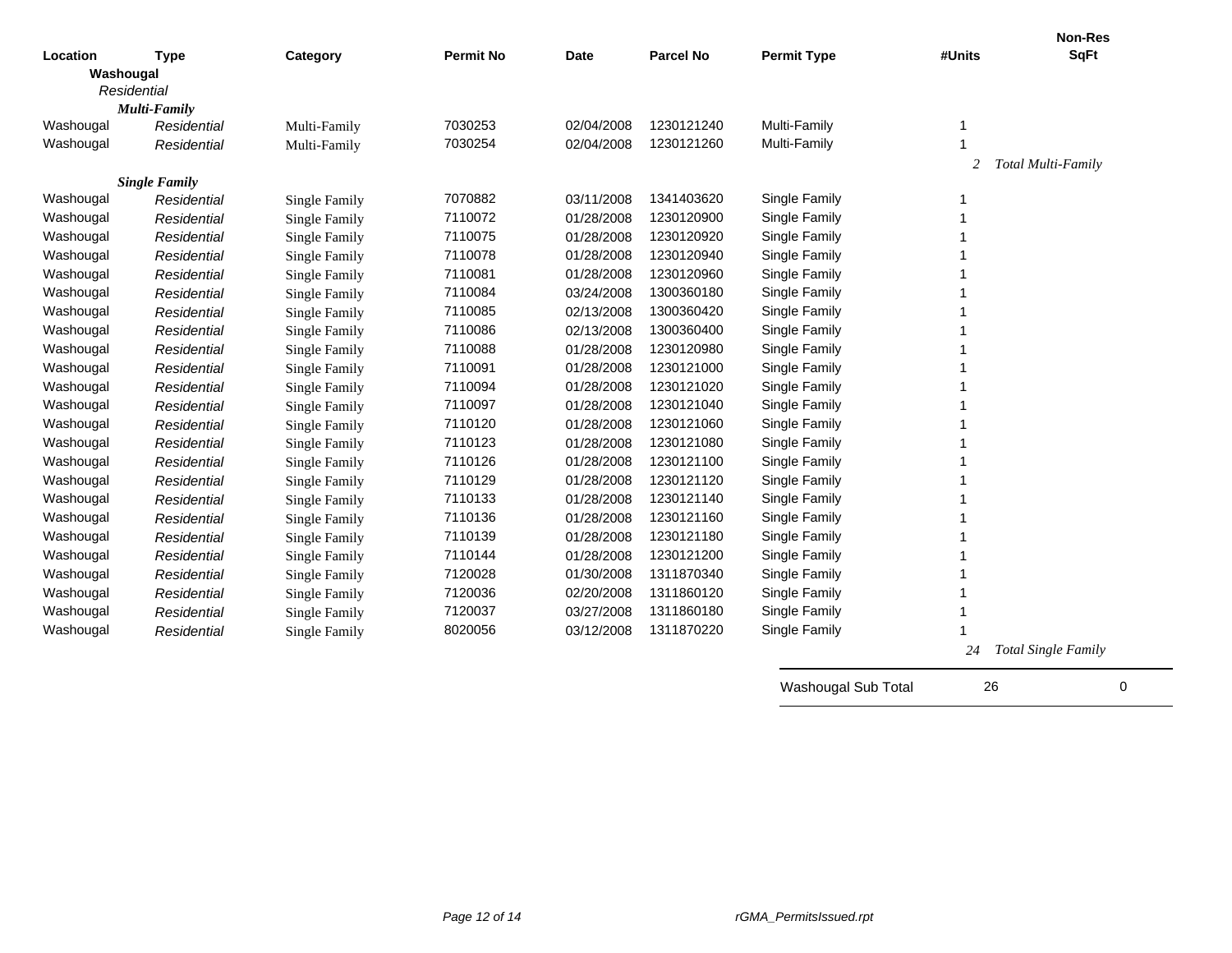| Location | Type | Category | Permit No | Date | Parcel No | Permit Type | #Units | Non-Res SqFt |
|---|---|---|---|---|---|---|---|---|
| **Washougal** | | | | | | | | |
| *Residential* | | | | | | | | |
| ***Multi-Family*** | | | | | | | | |
| Washougal | *Residential* | Multi-Family | 7030253 | 02/04/2008 | 1230121240 | Multi-Family | 1 | |
| Washougal | *Residential* | Multi-Family | 7030254 | 02/04/2008 | 1230121260 | Multi-Family | 1 | |
| | | | | | | | *2* | *Total Multi-Family* |
| ***Single Family*** | | | | | | | | |
| Washougal | *Residential* | Single Family | 7070882 | 03/11/2008 | 1341403620 | Single Family | 1 | |
| Washougal | *Residential* | Single Family | 7110072 | 01/28/2008 | 1230120900 | Single Family | 1 | |
| Washougal | *Residential* | Single Family | 7110075 | 01/28/2008 | 1230120920 | Single Family | 1 | |
| Washougal | *Residential* | Single Family | 7110078 | 01/28/2008 | 1230120940 | Single Family | 1 | |
| Washougal | *Residential* | Single Family | 7110081 | 01/28/2008 | 1230120960 | Single Family | 1 | |
| Washougal | *Residential* | Single Family | 7110084 | 03/24/2008 | 1300360180 | Single Family | 1 | |
| Washougal | *Residential* | Single Family | 7110085 | 02/13/2008 | 1300360420 | Single Family | 1 | |
| Washougal | *Residential* | Single Family | 7110086 | 02/13/2008 | 1300360400 | Single Family | 1 | |
| Washougal | *Residential* | Single Family | 7110088 | 01/28/2008 | 1230120980 | Single Family | 1 | |
| Washougal | *Residential* | Single Family | 7110091 | 01/28/2008 | 1230121000 | Single Family | 1 | |
| Washougal | *Residential* | Single Family | 7110094 | 01/28/2008 | 1230121020 | Single Family | 1 | |
| Washougal | *Residential* | Single Family | 7110097 | 01/28/2008 | 1230121040 | Single Family | 1 | |
| Washougal | *Residential* | Single Family | 7110120 | 01/28/2008 | 1230121060 | Single Family | 1 | |
| Washougal | *Residential* | Single Family | 7110123 | 01/28/2008 | 1230121080 | Single Family | 1 | |
| Washougal | *Residential* | Single Family | 7110126 | 01/28/2008 | 1230121100 | Single Family | 1 | |
| Washougal | *Residential* | Single Family | 7110129 | 01/28/2008 | 1230121120 | Single Family | 1 | |
| Washougal | *Residential* | Single Family | 7110133 | 01/28/2008 | 1230121140 | Single Family | 1 | |
| Washougal | *Residential* | Single Family | 7110136 | 01/28/2008 | 1230121160 | Single Family | 1 | |
| Washougal | *Residential* | Single Family | 7110139 | 01/28/2008 | 1230121180 | Single Family | 1 | |
| Washougal | *Residential* | Single Family | 7110144 | 01/28/2008 | 1230121200 | Single Family | 1 | |
| Washougal | *Residential* | Single Family | 7120028 | 01/30/2008 | 1311870340 | Single Family | 1 | |
| Washougal | *Residential* | Single Family | 7120036 | 02/20/2008 | 1311860120 | Single Family | 1 | |
| Washougal | *Residential* | Single Family | 7120037 | 03/27/2008 | 1311860180 | Single Family | 1 | |
| Washougal | *Residential* | Single Family | 8020056 | 03/12/2008 | 1311870220 | Single Family | 1 | |
| | | | | | | | *24* | *Total Single Family* |
| | | | | | | Washougal Sub Total | 26 | 0 |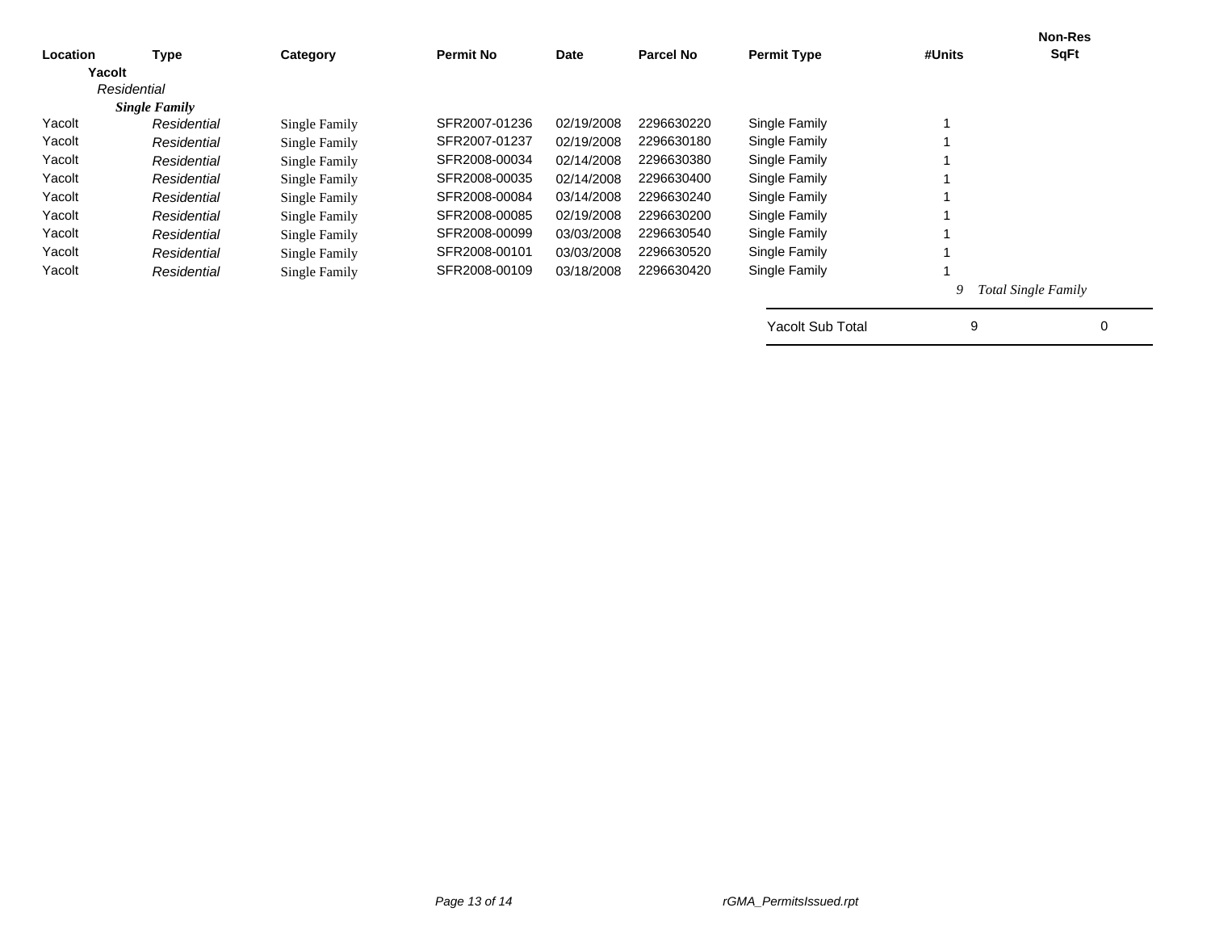| Location | Type | Category | Permit No | Date | Parcel No | Permit Type | #Units | Non-Res SqFt |
|---|---|---|---|---|---|---|---|---|
| **Yacolt** | | | | | | | | |
| *Residential* | | | | | | | | |
| ***Single Family*** | | | | | | | | |
| Yacolt | *Residential* | Single Family | SFR2007-01236 | 02/19/2008 | 2296630220 | Single Family | 1 | |
| Yacolt | *Residential* | Single Family | SFR2007-01237 | 02/19/2008 | 2296630180 | Single Family | 1 | |
| Yacolt | *Residential* | Single Family | SFR2008-00034 | 02/14/2008 | 2296630380 | Single Family | 1 | |
| Yacolt | *Residential* | Single Family | SFR2008-00035 | 02/14/2008 | 2296630400 | Single Family | 1 | |
| Yacolt | *Residential* | Single Family | SFR2008-00084 | 03/14/2008 | 2296630240 | Single Family | 1 | |
| Yacolt | *Residential* | Single Family | SFR2008-00085 | 02/19/2008 | 2296630200 | Single Family | 1 | |
| Yacolt | *Residential* | Single Family | SFR2008-00099 | 03/03/2008 | 2296630540 | Single Family | 1 | |
| Yacolt | *Residential* | Single Family | SFR2008-00101 | 03/03/2008 | 2296630520 | Single Family | 1 | |
| Yacolt | *Residential* | Single Family | SFR2008-00109 | 03/18/2008 | 2296630420 | Single Family | 1 | |
| | | | | | | | *9* | *Total Single Family* |
| | | | | | | Yacolt Sub Total | 9 | 0 |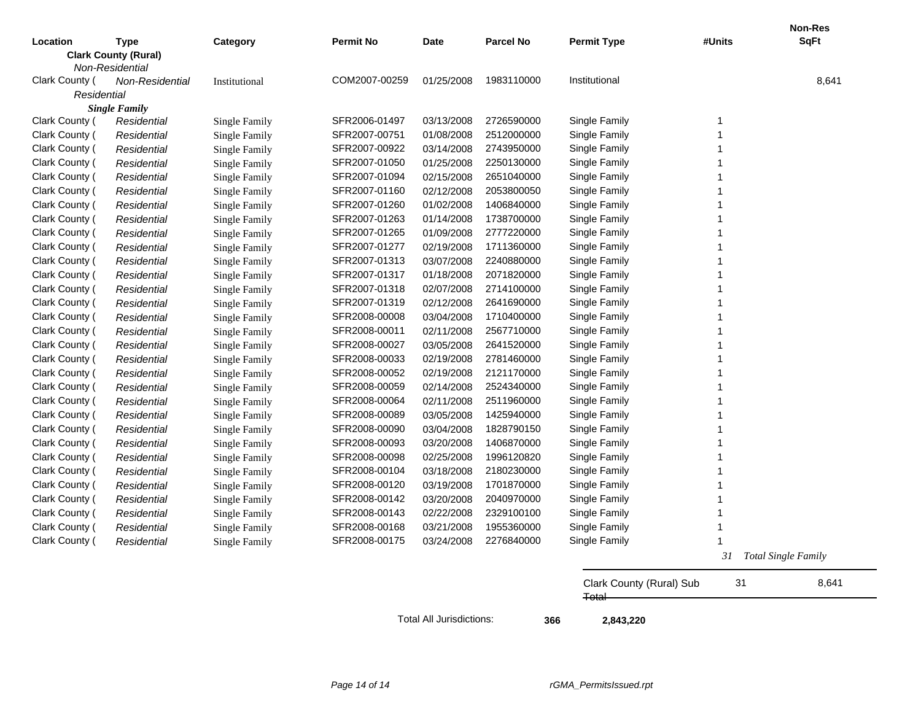| Location | Type | Category | Permit No | Date | Parcel No | Permit Type | #Units | Non-Res SqFt |
|---|---|---|---|---|---|---|---|---|
| **Clark County (Rural)** | | | | | | | | |
| *Non-Residential* | | | | | | | | |
| Clark County ( | *Non-Residential* | Institutional | COM2007-00259 | 01/25/2008 | 1983110000 | Institutional | | 8,641 |
| *Residential* | | | | | | | | |
| ***Single Family*** | | | | | | | | |
| Clark County ( | *Residential* | Single Family | SFR2006-01497 | 03/13/2008 | 2726590000 | Single Family | 1 | |
| Clark County ( | *Residential* | Single Family | SFR2007-00751 | 01/08/2008 | 2512000000 | Single Family | 1 | |
| Clark County ( | *Residential* | Single Family | SFR2007-00922 | 03/14/2008 | 2743950000 | Single Family | 1 | |
| Clark County ( | *Residential* | Single Family | SFR2007-01050 | 01/25/2008 | 2250130000 | Single Family | 1 | |
| Clark County ( | *Residential* | Single Family | SFR2007-01094 | 02/15/2008 | 2651040000 | Single Family | 1 | |
| Clark County ( | *Residential* | Single Family | SFR2007-01160 | 02/12/2008 | 2053800050 | Single Family | 1 | |
| Clark County ( | *Residential* | Single Family | SFR2007-01260 | 01/02/2008 | 1406840000 | Single Family | 1 | |
| Clark County ( | *Residential* | Single Family | SFR2007-01263 | 01/14/2008 | 1738700000 | Single Family | 1 | |
| Clark County ( | *Residential* | Single Family | SFR2007-01265 | 01/09/2008 | 2777220000 | Single Family | 1 | |
| Clark County ( | *Residential* | Single Family | SFR2007-01277 | 02/19/2008 | 1711360000 | Single Family | 1 | |
| Clark County ( | *Residential* | Single Family | SFR2007-01313 | 03/07/2008 | 2240880000 | Single Family | 1 | |
| Clark County ( | *Residential* | Single Family | SFR2007-01317 | 01/18/2008 | 2071820000 | Single Family | 1 | |
| Clark County ( | *Residential* | Single Family | SFR2007-01318 | 02/07/2008 | 2714100000 | Single Family | 1 | |
| Clark County ( | *Residential* | Single Family | SFR2007-01319 | 02/12/2008 | 2641690000 | Single Family | 1 | |
| Clark County ( | *Residential* | Single Family | SFR2008-00008 | 03/04/2008 | 1710400000 | Single Family | 1 | |
| Clark County ( | *Residential* | Single Family | SFR2008-00011 | 02/11/2008 | 2567710000 | Single Family | 1 | |
| Clark County ( | *Residential* | Single Family | SFR2008-00027 | 03/05/2008 | 2641520000 | Single Family | 1 | |
| Clark County ( | *Residential* | Single Family | SFR2008-00033 | 02/19/2008 | 2781460000 | Single Family | 1 | |
| Clark County ( | *Residential* | Single Family | SFR2008-00052 | 02/19/2008 | 2121170000 | Single Family | 1 | |
| Clark County ( | *Residential* | Single Family | SFR2008-00059 | 02/14/2008 | 2524340000 | Single Family | 1 | |
| Clark County ( | *Residential* | Single Family | SFR2008-00064 | 02/11/2008 | 2511960000 | Single Family | 1 | |
| Clark County ( | *Residential* | Single Family | SFR2008-00089 | 03/05/2008 | 1425940000 | Single Family | 1 | |
| Clark County ( | *Residential* | Single Family | SFR2008-00090 | 03/04/2008 | 1828790150 | Single Family | 1 | |
| Clark County ( | *Residential* | Single Family | SFR2008-00093 | 03/20/2008 | 1406870000 | Single Family | 1 | |
| Clark County ( | *Residential* | Single Family | SFR2008-00098 | 02/25/2008 | 1996120820 | Single Family | 1 | |
| Clark County ( | *Residential* | Single Family | SFR2008-00104 | 03/18/2008 | 2180230000 | Single Family | 1 | |
| Clark County ( | *Residential* | Single Family | SFR2008-00120 | 03/19/2008 | 1701870000 | Single Family | 1 | |
| Clark County ( | *Residential* | Single Family | SFR2008-00142 | 03/20/2008 | 2040970000 | Single Family | 1 | |
| Clark County ( | *Residential* | Single Family | SFR2008-00143 | 02/22/2008 | 2329100100 | Single Family | 1 | |
| Clark County ( | *Residential* | Single Family | SFR2008-00168 | 03/21/2008 | 1955360000 | Single Family | 1 | |
| Clark County ( | *Residential* | Single Family | SFR2008-00175 | 03/24/2008 | 2276840000 | Single Family | 1 | |
| | | | | | | | *31* | *Total Single Family* |
| | | | | | | Clark County (Rural) Sub Total | 31 | 8,641 |

Total All Jurisdictions: **366** **2,843,220**